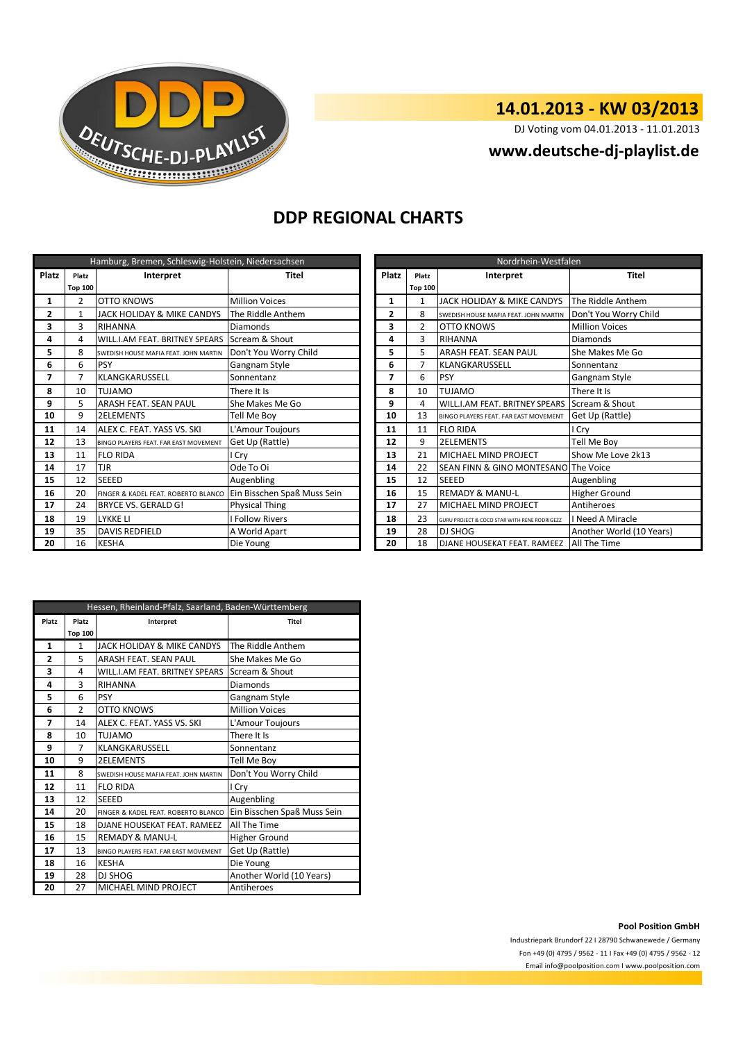## 14.01.2013 - KW 03/2013

DJ Voting vom 04.01.2013 - 11.01.2013

**www.deutsche-dj-playlist.de**

# DDP REGIONAL CHARTS

| Hamburg, Bremen, Schleswig-Holstein, Niedersachsen | | | |
|---|---|---|---|
| Platz | Platz Top 100 | Interpret | Titel |
| 1 | 2 | OTTO KNOWS | Million Voices |
| 2 | 1 | JACK HOLIDAY & MIKE CANDYS | The Riddle Anthem |
| 3 | 3 | RIHANNA | Diamonds |
| 4 | 4 | WILL.I.AM FEAT. BRITNEY SPEARS | Scream & Shout |
| 5 | 8 | SWEDISH HOUSE MAFIA FEAT. JOHN MARTIN | Don't You Worry Child |
| 6 | 6 | PSY | Gangnam Style |
| 7 | 7 | KLANGKARUSSELL | Sonnentanz |
| 8 | 10 | TUJAMO | There It Is |
| 9 | 5 | ARASH FEAT. SEAN PAUL | She Makes Me Go |
| 10 | 9 | 2ELEMENTS | Tell Me Boy |
| 11 | 14 | ALEX C. FEAT. YASS VS. SKI | L'Amour Toujours |
| 12 | 13 | BINGO PLAYERS FEAT. FAR EAST MOVEMENT | Get Up (Rattle) |
| 13 | 11 | FLO RIDA | I Cry |
| 14 | 17 | TJR | Ode To Oi |
| 15 | 12 | SEEED | Augenbling |
| 16 | 20 | FINGER & KADEL FEAT. ROBERTO BLANCO | Ein Bisschen Spaß Muss Sein |
| 17 | 24 | BRYCE VS. GERALD G! | Physical Thing |
| 18 | 19 | LYKKE LI | I Follow Rivers |
| 19 | 35 | DAVIS REDFIELD | A World Apart |
| 20 | 16 | KESHA | Die Young |

| Nordrhein-Westfalen | | | |
|---|---|---|---|
| Platz | Platz Top 100 | Interpret | Titel |
| 1 | 1 | JACK HOLIDAY & MIKE CANDYS | The Riddle Anthem |
| 2 | 8 | SWEDISH HOUSE MAFIA FEAT. JOHN MARTIN | Don't You Worry Child |
| 3 | 2 | OTTO KNOWS | Million Voices |
| 4 | 3 | RIHANNA | Diamonds |
| 5 | 5 | ARASH FEAT. SEAN PAUL | She Makes Me Go |
| 6 | 7 | KLANGKARUSSELL | Sonnentanz |
| 7 | 6 | PSY | Gangnam Style |
| 8 | 10 | TUJAMO | There It Is |
| 9 | 4 | WILL.I.AM FEAT. BRITNEY SPEARS | Scream & Shout |
| 10 | 13 | BINGO PLAYERS FEAT. FAR EAST MOVEMENT | Get Up (Rattle) |
| 11 | 11 | FLO RIDA | I Cry |
| 12 | 9 | 2ELEMENTS | Tell Me Boy |
| 13 | 21 | MICHAEL MIND PROJECT | Show Me Love 2k13 |
| 14 | 22 | SEAN FINN & GINO MONTESANO | The Voice |
| 15 | 12 | SEEED | Augenbling |
| 16 | 15 | REMADY & MANU-L | Higher Ground |
| 17 | 27 | MICHAEL MIND PROJECT | Antiheroes |
| 18 | 23 | GURU PROJECT & COCO STAR WITH RENE RODRIGEZZ | I Need A Miracle |
| 19 | 28 | DJ SHOG | Another World (10 Years) |
| 20 | 18 | DJANE HOUSEKAT FEAT. RAMEEZ | All The Time |

| Hessen, Rheinland-Pfalz, Saarland, Baden-Württemberg | | | |
|---|---|---|---|
| Platz | Platz Top 100 | Interpret | Titel |
| 1 | 1 | JACK HOLIDAY & MIKE CANDYS | The Riddle Anthem |
| 2 | 5 | ARASH FEAT. SEAN PAUL | She Makes Me Go |
| 3 | 4 | WILL.I.AM FEAT. BRITNEY SPEARS | Scream & Shout |
| 4 | 3 | RIHANNA | Diamonds |
| 5 | 6 | PSY | Gangnam Style |
| 6 | 2 | OTTO KNOWS | Million Voices |
| 7 | 14 | ALEX C. FEAT. YASS VS. SKI | L'Amour Toujours |
| 8 | 10 | TUJAMO | There It Is |
| 9 | 7 | KLANGKARUSSELL | Sonnentanz |
| 10 | 9 | 2ELEMENTS | Tell Me Boy |
| 11 | 8 | SWEDISH HOUSE MAFIA FEAT. JOHN MARTIN | Don't You Worry Child |
| 12 | 11 | FLO RIDA | I Cry |
| 13 | 12 | SEEED | Augenbling |
| 14 | 20 | FINGER & KADEL FEAT. ROBERTO BLANCO | Ein Bisschen Spaß Muss Sein |
| 15 | 18 | DJANE HOUSEKAT FEAT. RAMEEZ | All The Time |
| 16 | 15 | REMADY & MANU-L | Higher Ground |
| 17 | 13 | BINGO PLAYERS FEAT. FAR EAST MOVEMENT | Get Up (Rattle) |
| 18 | 16 | KESHA | Die Young |
| 19 | 28 | DJ SHOG | Another World (10 Years) |
| 20 | 27 | MICHAEL MIND PROJECT | Antiheroes |

**Pool Position GmbH**

Industriepark Brundorf 22 I 28790 Schwanewede / Germany

Fon +49 (0) 4795 / 9562 - 11 I Fax +49 (0) 4795 / 9562 - 12

Email info@poolposition.com I www.poolposition.com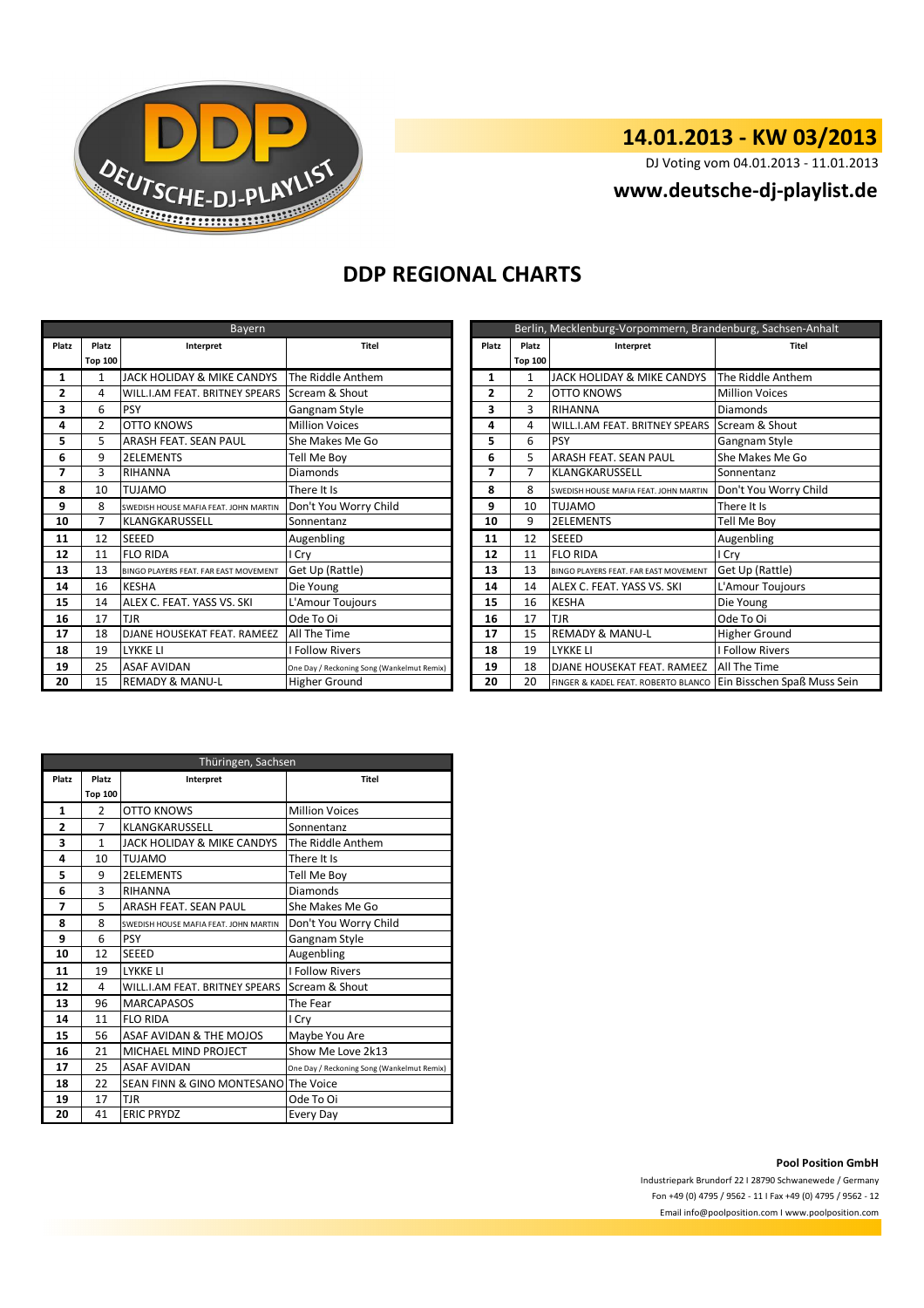DEUTSCHE-DJ-PLAYLIST

# 14.01.2013 - KW 03/2013

DJ Voting vom 04.01.2013 - 11.01.2013

**www.deutsche-dj-playlist.de**

## DDP REGIONAL CHARTS

### Bayern

| Platz | Platz Top 100 | Interpret | Titel |
|---|---|---|---|
| 1 | 1 | JACK HOLIDAY & MIKE CANDYS | The Riddle Anthem |
| 2 | 4 | WILL.I.AM FEAT. BRITNEY SPEARS | Scream & Shout |
| 3 | 6 | PSY | Gangnam Style |
| 4 | 2 | OTTO KNOWS | Million Voices |
| 5 | 5 | ARASH FEAT. SEAN PAUL | She Makes Me Go |
| 6 | 9 | 2ELEMENTS | Tell Me Boy |
| 7 | 3 | RIHANNA | Diamonds |
| 8 | 10 | TUJAMO | There It Is |
| 9 | 8 | SWEDISH HOUSE MAFIA FEAT. JOHN MARTIN | Don't You Worry Child |
| 10 | 7 | KLANGKARUSSELL | Sonnentanz |
| 11 | 12 | SEEED | Augenbling |
| 12 | 11 | FLO RIDA | I Cry |
| 13 | 13 | BINGO PLAYERS FEAT. FAR EAST MOVEMENT | Get Up (Rattle) |
| 14 | 16 | KESHA | Die Young |
| 15 | 14 | ALEX C. FEAT. YASS VS. SKI | L'Amour Toujours |
| 16 | 17 | TJR | Ode To Oi |
| 17 | 18 | DJANE HOUSEKAT FEAT. RAMEEZ | All The Time |
| 18 | 19 | LYKKE LI | I Follow Rivers |
| 19 | 25 | ASAF AVIDAN | One Day / Reckoning Song (Wankelmut Remix) |
| 20 | 15 | REMADY & MANU-L | Higher Ground |

### Berlin, Mecklenburg-Vorpommern, Brandenburg, Sachsen-Anhalt

| Platz | Platz Top 100 | Interpret | Titel |
|---|---|---|---|
| 1 | 1 | JACK HOLIDAY & MIKE CANDYS | The Riddle Anthem |
| 2 | 2 | OTTO KNOWS | Million Voices |
| 3 | 3 | RIHANNA | Diamonds |
| 4 | 4 | WILL.I.AM FEAT. BRITNEY SPEARS | Scream & Shout |
| 5 | 6 | PSY | Gangnam Style |
| 6 | 5 | ARASH FEAT. SEAN PAUL | She Makes Me Go |
| 7 | 7 | KLANGKARUSSELL | Sonnentanz |
| 8 | 8 | SWEDISH HOUSE MAFIA FEAT. JOHN MARTIN | Don't You Worry Child |
| 9 | 10 | TUJAMO | There It Is |
| 10 | 9 | 2ELEMENTS | Tell Me Boy |
| 11 | 12 | SEEED | Augenbling |
| 12 | 11 | FLO RIDA | I Cry |
| 13 | 13 | BINGO PLAYERS FEAT. FAR EAST MOVEMENT | Get Up (Rattle) |
| 14 | 14 | ALEX C. FEAT. YASS VS. SKI | L'Amour Toujours |
| 15 | 16 | KESHA | Die Young |
| 16 | 17 | TJR | Ode To Oi |
| 17 | 15 | REMADY & MANU-L | Higher Ground |
| 18 | 19 | LYKKE LI | I Follow Rivers |
| 19 | 18 | DJANE HOUSEKAT FEAT. RAMEEZ | All The Time |
| 20 | 20 | FINGER & KADEL FEAT. ROBERTO BLANCO | Ein Bisschen Spaß Muss Sein |

### Thüringen, Sachsen

| Platz | Platz Top 100 | Interpret | Titel |
|---|---|---|---|
| 1 | 2 | OTTO KNOWS | Million Voices |
| 2 | 7 | KLANGKARUSSELL | Sonnentanz |
| 3 | 1 | JACK HOLIDAY & MIKE CANDYS | The Riddle Anthem |
| 4 | 10 | TUJAMO | There It Is |
| 5 | 9 | 2ELEMENTS | Tell Me Boy |
| 6 | 3 | RIHANNA | Diamonds |
| 7 | 5 | ARASH FEAT. SEAN PAUL | She Makes Me Go |
| 8 | 8 | SWEDISH HOUSE MAFIA FEAT. JOHN MARTIN | Don't You Worry Child |
| 9 | 6 | PSY | Gangnam Style |
| 10 | 12 | SEEED | Augenbling |
| 11 | 19 | LYKKE LI | I Follow Rivers |
| 12 | 4 | WILL.I.AM FEAT. BRITNEY SPEARS | Scream & Shout |
| 13 | 96 | MARCAPASOS | The Fear |
| 14 | 11 | FLO RIDA | I Cry |
| 15 | 56 | ASAF AVIDAN & THE MOJOS | Maybe You Are |
| 16 | 21 | MICHAEL MIND PROJECT | Show Me Love 2k13 |
| 17 | 25 | ASAF AVIDAN | One Day / Reckoning Song (Wankelmut Remix) |
| 18 | 22 | SEAN FINN & GINO MONTESANO | The Voice |
| 19 | 17 | TJR | Ode To Oi |
| 20 | 41 | ERIC PRYDZ | Every Day |

**Pool Position GmbH**

Industriepark Brundorf 22 I 28790 Schwanewede / Germany

Fon +49 (0) 4795 / 9562 - 11 I Fax +49 (0) 4795 / 9562 - 12

Email info@poolposition.com I www.poolposition.com